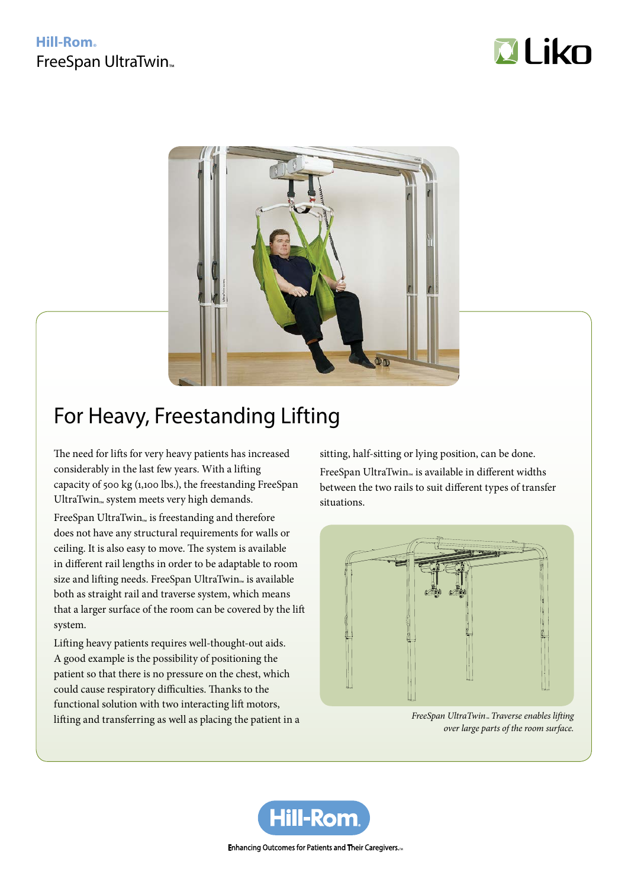Hill-Rom®

FreeSpan UltraTwin™

Liko

# For Heavy, Freestanding Lifting

The need for lifts for very heavy patients has increased considerably in the last few years. With a lifting capacity of 500 kg (1,100 lbs.), the freestanding FreeSpan UltraTwin™ system meets very high demands.

FreeSpan UltraTwin™ is freestanding and therefore does not have any structural requirements for walls or ceiling. It is also easy to move. The system is available in different rail lengths in order to be adaptable to room size and lifting needs. FreeSpan UltraTwin™ is available both as straight rail and traverse system, which means that a larger surface of the room can be covered by the lift system.

Lifting heavy patients requires well-thought-out aids. A good example is the possibility of positioning the patient so that there is no pressure on the chest, which could cause respiratory difficulties. Thanks to the functional solution with two interacting lift motors, lifting and transferring as well as placing the patient in a sitting, half-sitting or lying position, can be done.

FreeSpan UltraTwin™ is available in different widths between the two rails to suit different types of transfer situations.

*FreeSpan UltraTwin™ Traverse enables lifting over large parts of the room surface.*

Hill-Rom.

Enhancing Outcomes for Patients and Their Caregivers.™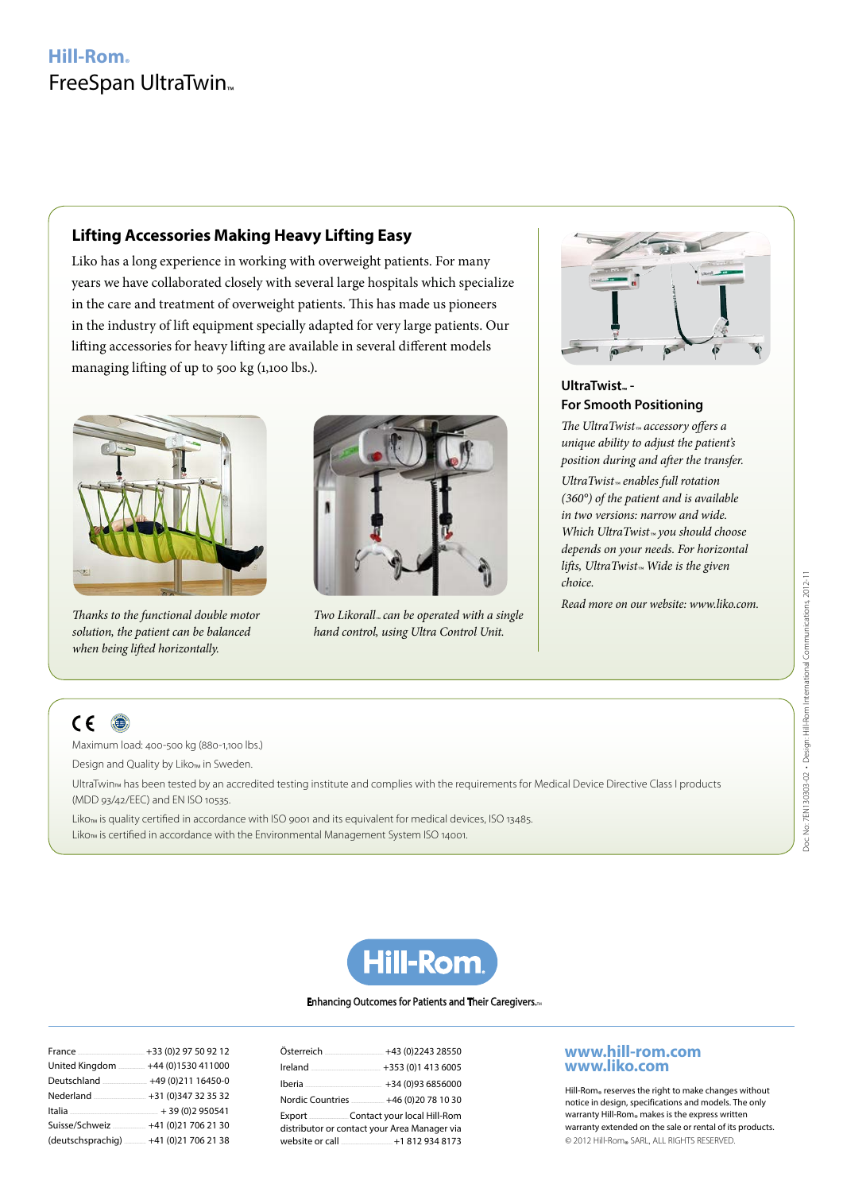Hill-Rom®
FreeSpan UltraTwin™

## Lifting Accessories Making Heavy Lifting Easy

Liko has a long experience in working with overweight patients. For many years we have collaborated closely with several large hospitals which specialize in the care and treatment of overweight patients. This has made us pioneers in the industry of lift equipment specially adapted for very large patients. Our lifting accessories for heavy lifting are available in several different models managing lifting of up to 500 kg (1,100 lbs.).

*Thanks to the functional double motor solution, the patient can be balanced when being lifted horizontally.*

*Two Likorall™ can be operated with a single hand control, using Ultra Control Unit.*

### UltraTwist™ - For Smooth Positioning

*The UltraTwist™ accessory offers a unique ability to adjust the patient's position during and after the transfer.*

*UltraTwist™ enables full rotation (360°) of the patient and is available in two versions: narrow and wide. Which UltraTwist™ you should choose depends on your needs. For horizontal lifts, UltraTwist™ Wide is the given choice.*

*Read more on our website: www.liko.com.*

Maximum load: 400-500 kg (880-1,100 lbs.)

Design and Quality by Liko™ in Sweden.

UltraTwin™ has been tested by an accredited testing institute and complies with the requirements for Medical Device Directive Class I products (MDD 93/42/EEC) and EN ISO 10535.

Liko™ is quality certified in accordance with ISO 9001 and its equivalent for medical devices, ISO 13485.
Liko™ is certified in accordance with the Environmental Management System ISO 14001.

Hill-Rom.

Enhancing Outcomes for Patients and Their Caregivers.™

| | |
|---|---|
| France | +33 (0)2 97 50 92 12 |
| United Kingdom | +44 (0)1530 411000 |
| Deutschland | +49 (0)211 16450-0 |
| Nederland | +31 (0)347 32 35 32 |
| Italia | + 39 (0)2 950541 |
| Suisse/Schweiz | +41 (0)21 706 21 30 |
| (deutschsprachig) | +41 (0)21 706 21 38 |
| Österreich | +43 (0)2243 28550 |
| Ireland | +353 (0)1 413 6005 |
| Iberia | +34 (0)93 6856000 |
| Nordic Countries | +46 (0)20 78 10 30 |
| Export | Contact your local Hill-Rom distributor or contact your Area Manager via website or call +1 812 934 8173 |

**www.hill-rom.com**
**www.liko.com**

Hill-Rom® reserves the right to make changes without notice in design, specifications and models. The only warranty Hill-Rom® makes is the express written warranty extended on the sale or rental of its products.
© 2012 Hill-Rom® SARL, ALL RIGHTS RESERVED.

Doc. No. 7EN130303-02 • Design: Hill-Rom International Communications, 2012-11